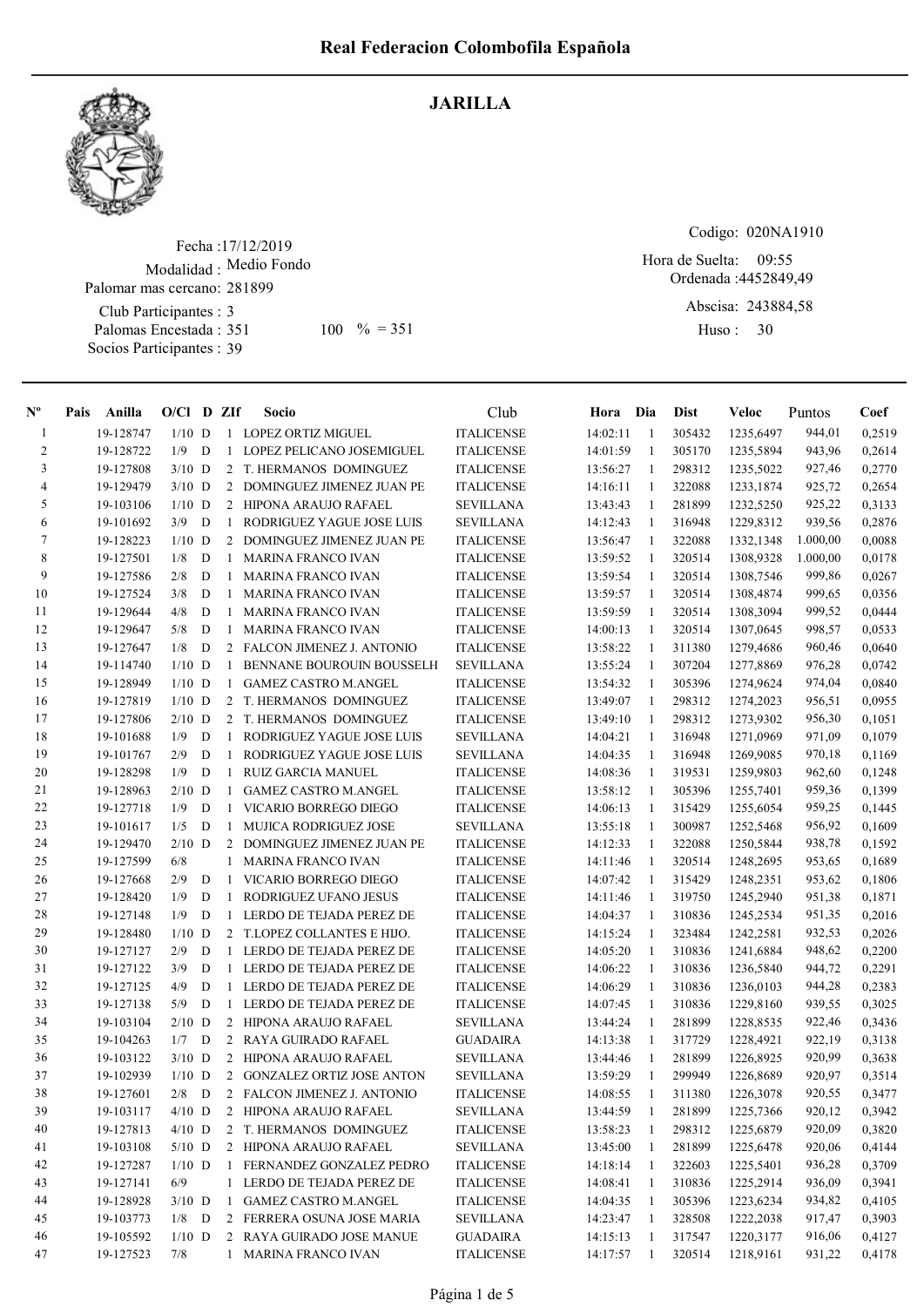# Real Federacion Colombofila Española

## JARILLA

Fecha :17/12/2019
Modalidad : Medio Fondo
Palomar mas cercano: 281899
Club Participantes : 3
Palomas Encestada : 351 100 % = 351
Socios Participantes : 39

Codigo: 020NA1910
Hora de Suelta: 09:55
Ordenada :4452849,49
Abscisa: 243884,58
Huso : 30

| Nº | Pais | Anilla | O/Cl | D | ZIf | Socio | Club | Hora | Dia | Dist | Veloc | Puntos | Coef |
|---|---|---|---|---|---|---|---|---|---|---|---|---|---|
| 1 | | 19-128747 | 1/10 | D | 1 | LOPEZ ORTIZ MIGUEL | ITALICENSE | 14:02:11 | 1 | 305432 | 1235,6497 | 944,01 | 0,2519 |
| 2 | | 19-128722 | 1/9 | D | 1 | LOPEZ PELICANO JOSEMIGUEL | ITALICENSE | 14:01:59 | 1 | 305170 | 1235,5894 | 943,96 | 0,2614 |
| 3 | | 19-127808 | 3/10 | D | 2 | T. HERMANOS DOMINGUEZ | ITALICENSE | 13:56:27 | 1 | 298312 | 1235,5022 | 927,46 | 0,2770 |
| 4 | | 19-129479 | 3/10 | D | 2 | DOMINGUEZ JIMENEZ JUAN PE | ITALICENSE | 14:16:11 | 1 | 322088 | 1233,1874 | 925,72 | 0,2654 |
| 5 | | 19-103106 | 1/10 | D | 2 | HIPONA ARAUJO RAFAEL | SEVILLANA | 13:43:43 | 1 | 281899 | 1232,5250 | 925,22 | 0,3133 |
| 6 | | 19-101692 | 3/9 | D | 1 | RODRIGUEZ YAGUE JOSE LUIS | SEVILLANA | 14:12:43 | 1 | 316948 | 1229,8312 | 939,56 | 0,2876 |
| 7 | | 19-128223 | 1/10 | D | 2 | DOMINGUEZ JIMENEZ JUAN PE | ITALICENSE | 13:56:47 | 1 | 322088 | 1332,1348 | 1.000,00 | 0,0088 |
| 8 | | 19-127501 | 1/8 | D | 1 | MARINA FRANCO IVAN | ITALICENSE | 13:59:52 | 1 | 320514 | 1308,9328 | 1.000,00 | 0,0178 |
| 9 | | 19-127586 | 2/8 | D | 1 | MARINA FRANCO IVAN | ITALICENSE | 13:59:54 | 1 | 320514 | 1308,7546 | 999,86 | 0,0267 |
| 10 | | 19-127524 | 3/8 | D | 1 | MARINA FRANCO IVAN | ITALICENSE | 13:59:57 | 1 | 320514 | 1308,4874 | 999,65 | 0,0356 |
| 11 | | 19-129644 | 4/8 | D | 1 | MARINA FRANCO IVAN | ITALICENSE | 13:59:59 | 1 | 320514 | 1308,3094 | 999,52 | 0,0444 |
| 12 | | 19-129647 | 5/8 | D | 1 | MARINA FRANCO IVAN | ITALICENSE | 14:00:13 | 1 | 320514 | 1307,0645 | 998,57 | 0,0533 |
| 13 | | 19-127647 | 1/8 | D | 2 | FALCON JIMENEZ J. ANTONIO | ITALICENSE | 13:58:22 | 1 | 311380 | 1279,4686 | 960,46 | 0,0640 |
| 14 | | 19-114740 | 1/10 | D | 1 | BENNANE BOUROUIN BOUSSELH | SEVILLANA | 13:55:24 | 1 | 307204 | 1277,8869 | 976,28 | 0,0742 |
| 15 | | 19-128949 | 1/10 | D | 1 | GAMEZ CASTRO M.ANGEL | ITALICENSE | 13:54:32 | 1 | 305396 | 1274,9624 | 974,04 | 0,0840 |
| 16 | | 19-127819 | 1/10 | D | 2 | T. HERMANOS DOMINGUEZ | ITALICENSE | 13:49:07 | 1 | 298312 | 1274,2023 | 956,51 | 0,0955 |
| 17 | | 19-127806 | 2/10 | D | 2 | T. HERMANOS DOMINGUEZ | ITALICENSE | 13:49:10 | 1 | 298312 | 1273,9302 | 956,30 | 0,1051 |
| 18 | | 19-101688 | 1/9 | D | 1 | RODRIGUEZ YAGUE JOSE LUIS | SEVILLANA | 14:04:21 | 1 | 316948 | 1271,0969 | 971,09 | 0,1079 |
| 19 | | 19-101767 | 2/9 | D | 1 | RODRIGUEZ YAGUE JOSE LUIS | SEVILLANA | 14:04:35 | 1 | 316948 | 1269,9085 | 970,18 | 0,1169 |
| 20 | | 19-128298 | 1/9 | D | 1 | RUIZ GARCIA MANUEL | ITALICENSE | 14:08:36 | 1 | 319531 | 1259,9803 | 962,60 | 0,1248 |
| 21 | | 19-128963 | 2/10 | D | 1 | GAMEZ CASTRO M.ANGEL | ITALICENSE | 13:58:12 | 1 | 305396 | 1255,7401 | 959,36 | 0,1399 |
| 22 | | 19-127718 | 1/9 | D | 1 | VICARIO BORREGO DIEGO | ITALICENSE | 14:06:13 | 1 | 315429 | 1255,6054 | 959,25 | 0,1445 |
| 23 | | 19-101617 | 1/5 | D | 1 | MUJICA RODRIGUEZ JOSE | SEVILLANA | 13:55:18 | 1 | 300987 | 1252,5468 | 956,92 | 0,1609 |
| 24 | | 19-129470 | 2/10 | D | 2 | DOMINGUEZ JIMENEZ JUAN PE | ITALICENSE | 14:12:33 | 1 | 322088 | 1250,5844 | 938,78 | 0,1592 |
| 25 | | 19-127599 | 6/8 | | 1 | MARINA FRANCO IVAN | ITALICENSE | 14:11:46 | 1 | 320514 | 1248,2695 | 953,65 | 0,1689 |
| 26 | | 19-127668 | 2/9 | D | 1 | VICARIO BORREGO DIEGO | ITALICENSE | 14:07:42 | 1 | 315429 | 1248,2351 | 953,62 | 0,1806 |
| 27 | | 19-128420 | 1/9 | D | 1 | RODRIGUEZ UFANO JESUS | ITALICENSE | 14:11:46 | 1 | 319750 | 1245,2940 | 951,38 | 0,1871 |
| 28 | | 19-127148 | 1/9 | D | 1 | LERDO DE TEJADA PEREZ DE | ITALICENSE | 14:04:37 | 1 | 310836 | 1245,2534 | 951,35 | 0,2016 |
| 29 | | 19-128480 | 1/10 | D | 2 | T.LOPEZ COLLANTES E HIJO. | ITALICENSE | 14:15:24 | 1 | 323484 | 1242,2581 | 932,53 | 0,2026 |
| 30 | | 19-127127 | 2/9 | D | 1 | LERDO DE TEJADA PEREZ DE | ITALICENSE | 14:05:20 | 1 | 310836 | 1241,6884 | 948,62 | 0,2200 |
| 31 | | 19-127122 | 3/9 | D | 1 | LERDO DE TEJADA PEREZ DE | ITALICENSE | 14:06:22 | 1 | 310836 | 1236,5840 | 944,72 | 0,2291 |
| 32 | | 19-127125 | 4/9 | D | 1 | LERDO DE TEJADA PEREZ DE | ITALICENSE | 14:06:29 | 1 | 310836 | 1236,0103 | 944,28 | 0,2383 |
| 33 | | 19-127138 | 5/9 | D | 1 | LERDO DE TEJADA PEREZ DE | ITALICENSE | 14:07:45 | 1 | 310836 | 1229,8160 | 939,55 | 0,3025 |
| 34 | | 19-103104 | 2/10 | D | 2 | HIPONA ARAUJO RAFAEL | SEVILLANA | 13:44:24 | 1 | 281899 | 1228,8535 | 922,46 | 0,3436 |
| 35 | | 19-104263 | 1/7 | D | 2 | RAYA GUIRADO RAFAEL | GUADAIRA | 14:13:38 | 1 | 317729 | 1228,4921 | 922,19 | 0,3138 |
| 36 | | 19-103122 | 3/10 | D | 2 | HIPONA ARAUJO RAFAEL | SEVILLANA | 13:44:46 | 1 | 281899 | 1226,8925 | 920,99 | 0,3638 |
| 37 | | 19-102939 | 1/10 | D | 2 | GONZALEZ ORTIZ JOSE ANTON | SEVILLANA | 13:59:29 | 1 | 299949 | 1226,8689 | 920,97 | 0,3514 |
| 38 | | 19-127601 | 2/8 | D | 2 | FALCON JIMENEZ J. ANTONIO | ITALICENSE | 14:08:55 | 1 | 311380 | 1226,3078 | 920,55 | 0,3477 |
| 39 | | 19-103117 | 4/10 | D | 2 | HIPONA ARAUJO RAFAEL | SEVILLANA | 13:44:59 | 1 | 281899 | 1225,7366 | 920,12 | 0,3942 |
| 40 | | 19-127813 | 4/10 | D | 2 | T. HERMANOS DOMINGUEZ | ITALICENSE | 13:58:23 | 1 | 298312 | 1225,6879 | 920,09 | 0,3820 |
| 41 | | 19-103108 | 5/10 | D | 2 | HIPONA ARAUJO RAFAEL | SEVILLANA | 13:45:00 | 1 | 281899 | 1225,6478 | 920,06 | 0,4144 |
| 42 | | 19-127287 | 1/10 | D | 1 | FERNANDEZ GONZALEZ PEDRO | ITALICENSE | 14:18:14 | 1 | 322603 | 1225,5401 | 936,28 | 0,3709 |
| 43 | | 19-127141 | 6/9 | | 1 | LERDO DE TEJADA PEREZ DE | ITALICENSE | 14:08:41 | 1 | 310836 | 1225,2914 | 936,09 | 0,3941 |
| 44 | | 19-128928 | 3/10 | D | 1 | GAMEZ CASTRO M.ANGEL | ITALICENSE | 14:04:35 | 1 | 305396 | 1223,6234 | 934,82 | 0,4105 |
| 45 | | 19-103773 | 1/8 | D | 2 | FERRERA OSUNA JOSE MARIA | SEVILLANA | 14:23:47 | 1 | 328508 | 1222,2038 | 917,47 | 0,3903 |
| 46 | | 19-105592 | 1/10 | D | 2 | RAYA GUIRADO JOSE MANUE | GUADAIRA | 14:15:13 | 1 | 317547 | 1220,3177 | 916,06 | 0,4127 |
| 47 | | 19-127523 | 7/8 | | 1 | MARINA FRANCO IVAN | ITALICENSE | 14:17:57 | 1 | 320514 | 1218,9161 | 931,22 | 0,4178 |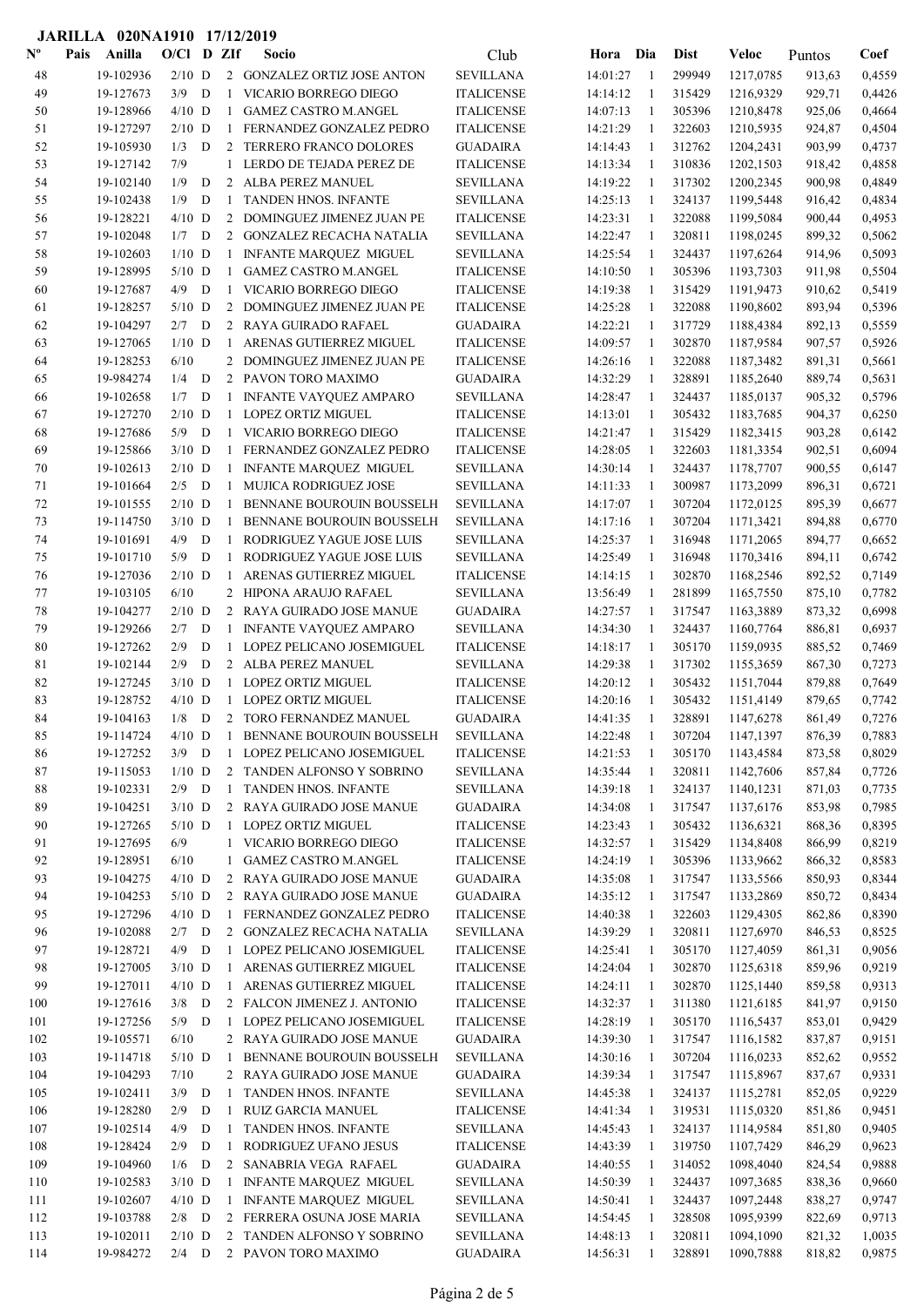**JARILLA 020NA1910 17/12/2019**

| Nº | Pais | Anilla | O/Cl | D | ZIf | Socio | Club | Hora | Dia | Dist | Veloc | Puntos | Coef |
|---|---|---|---|---|---|---|---|---|---|---|---|---|---|
| 48 | | 19-102936 | 2/10 | D | 2 | GONZALEZ ORTIZ JOSE ANTON | SEVILLANA | 14:01:27 | 1 | 299949 | 1217,0785 | 913,63 | 0,4559 |
| 49 | | 19-127673 | 3/9 | D | 1 | VICARIO BORREGO DIEGO | ITALICENSE | 14:14:12 | 1 | 315429 | 1216,9329 | 929,71 | 0,4426 |
| 50 | | 19-128966 | 4/10 | D | 1 | GAMEZ CASTRO M.ANGEL | ITALICENSE | 14:07:13 | 1 | 305396 | 1210,8478 | 925,06 | 0,4664 |
| 51 | | 19-127297 | 2/10 | D | 1 | FERNANDEZ GONZALEZ PEDRO | ITALICENSE | 14:21:29 | 1 | 322603 | 1210,5935 | 924,87 | 0,4504 |
| 52 | | 19-105930 | 1/3 | D | 2 | TERRERO FRANCO DOLORES | GUADAIRA | 14:14:43 | 1 | 312762 | 1204,2431 | 903,99 | 0,4737 |
| 53 | | 19-127142 | 7/9 | | 1 | LERDO DE TEJADA PEREZ DE | ITALICENSE | 14:13:34 | 1 | 310836 | 1202,1503 | 918,42 | 0,4858 |
| 54 | | 19-102140 | 1/9 | D | 2 | ALBA PEREZ MANUEL | SEVILLANA | 14:19:22 | 1 | 317302 | 1200,2345 | 900,98 | 0,4849 |
| 55 | | 19-102438 | 1/9 | D | 1 | TANDEN HNOS. INFANTE | SEVILLANA | 14:25:13 | 1 | 324137 | 1199,5448 | 916,42 | 0,4834 |
| 56 | | 19-128221 | 4/10 | D | 2 | DOMINGUEZ JIMENEZ JUAN PE | ITALICENSE | 14:23:31 | 1 | 322088 | 1199,5084 | 900,44 | 0,4953 |
| 57 | | 19-102048 | 1/7 | D | 2 | GONZALEZ RECACHA NATALIA | SEVILLANA | 14:22:47 | 1 | 320811 | 1198,0245 | 899,32 | 0,5062 |
| 58 | | 19-102603 | 1/10 | D | 1 | INFANTE MARQUEZ MIGUEL | SEVILLANA | 14:25:54 | 1 | 324437 | 1197,6264 | 914,96 | 0,5093 |
| 59 | | 19-128995 | 5/10 | D | 1 | GAMEZ CASTRO M.ANGEL | ITALICENSE | 14:10:50 | 1 | 305396 | 1193,7303 | 911,98 | 0,5504 |
| 60 | | 19-127687 | 4/9 | D | 1 | VICARIO BORREGO DIEGO | ITALICENSE | 14:19:38 | 1 | 315429 | 1191,9473 | 910,62 | 0,5419 |
| 61 | | 19-128257 | 5/10 | D | 2 | DOMINGUEZ JIMENEZ JUAN PE | ITALICENSE | 14:25:28 | 1 | 322088 | 1190,8602 | 893,94 | 0,5396 |
| 62 | | 19-104297 | 2/7 | D | 2 | RAYA GUIRADO RAFAEL | GUADAIRA | 14:22:21 | 1 | 317729 | 1188,4384 | 892,13 | 0,5559 |
| 63 | | 19-127065 | 1/10 | D | 1 | ARENAS GUTIERREZ MIGUEL | ITALICENSE | 14:09:57 | 1 | 302870 | 1187,9584 | 907,57 | 0,5926 |
| 64 | | 19-128253 | 6/10 | | 2 | DOMINGUEZ JIMENEZ JUAN PE | ITALICENSE | 14:26:16 | 1 | 322088 | 1187,3482 | 891,31 | 0,5661 |
| 65 | | 19-984274 | 1/4 | D | 2 | PAVON TORO MAXIMO | GUADAIRA | 14:32:29 | 1 | 328891 | 1185,2640 | 889,74 | 0,5631 |
| 66 | | 19-102658 | 1/7 | D | 1 | INFANTE VAYQUEZ AMPARO | SEVILLANA | 14:28:47 | 1 | 324437 | 1185,0137 | 905,32 | 0,5796 |
| 67 | | 19-127270 | 2/10 | D | 1 | LOPEZ ORTIZ MIGUEL | ITALICENSE | 14:13:01 | 1 | 305432 | 1183,7685 | 904,37 | 0,6250 |
| 68 | | 19-127686 | 5/9 | D | 1 | VICARIO BORREGO DIEGO | ITALICENSE | 14:21:47 | 1 | 315429 | 1182,3415 | 903,28 | 0,6142 |
| 69 | | 19-125866 | 3/10 | D | 1 | FERNANDEZ GONZALEZ PEDRO | ITALICENSE | 14:28:05 | 1 | 322603 | 1181,3354 | 902,51 | 0,6094 |
| 70 | | 19-102613 | 2/10 | D | 1 | INFANTE MARQUEZ MIGUEL | SEVILLANA | 14:30:14 | 1 | 324437 | 1178,7707 | 900,55 | 0,6147 |
| 71 | | 19-101664 | 2/5 | D | 1 | MUJICA RODRIGUEZ JOSE | SEVILLANA | 14:11:33 | 1 | 300987 | 1173,2099 | 896,31 | 0,6721 |
| 72 | | 19-101555 | 2/10 | D | 1 | BENNANE BOUROUIN BOUSSELH | SEVILLANA | 14:17:07 | 1 | 307204 | 1172,0125 | 895,39 | 0,6677 |
| 73 | | 19-114750 | 3/10 | D | 1 | BENNANE BOUROUIN BOUSSELH | SEVILLANA | 14:17:16 | 1 | 307204 | 1171,3421 | 894,88 | 0,6770 |
| 74 | | 19-101691 | 4/9 | D | 1 | RODRIGUEZ YAGUE JOSE LUIS | SEVILLANA | 14:25:37 | 1 | 316948 | 1171,2065 | 894,77 | 0,6652 |
| 75 | | 19-101710 | 5/9 | D | 1 | RODRIGUEZ YAGUE JOSE LUIS | SEVILLANA | 14:25:49 | 1 | 316948 | 1170,3416 | 894,11 | 0,6742 |
| 76 | | 19-127036 | 2/10 | D | 1 | ARENAS GUTIERREZ MIGUEL | ITALICENSE | 14:14:15 | 1 | 302870 | 1168,2546 | 892,52 | 0,7149 |
| 77 | | 19-103105 | 6/10 | | 2 | HIPONA ARAUJO RAFAEL | SEVILLANA | 13:56:49 | 1 | 281899 | 1165,7550 | 875,10 | 0,7782 |
| 78 | | 19-104277 | 2/10 | D | 2 | RAYA GUIRADO JOSE MANUE | GUADAIRA | 14:27:57 | 1 | 317547 | 1163,3889 | 873,32 | 0,6998 |
| 79 | | 19-129266 | 2/7 | D | 1 | INFANTE VAYQUEZ AMPARO | SEVILLANA | 14:34:30 | 1 | 324437 | 1160,7764 | 886,81 | 0,6937 |
| 80 | | 19-127262 | 2/9 | D | 1 | LOPEZ PELICANO JOSEMIGUEL | ITALICENSE | 14:18:17 | 1 | 305170 | 1159,0935 | 885,52 | 0,7469 |
| 81 | | 19-102144 | 2/9 | D | 2 | ALBA PEREZ MANUEL | SEVILLANA | 14:29:38 | 1 | 317302 | 1155,3659 | 867,30 | 0,7273 |
| 82 | | 19-127245 | 3/10 | D | 1 | LOPEZ ORTIZ MIGUEL | ITALICENSE | 14:20:12 | 1 | 305432 | 1151,7044 | 879,88 | 0,7649 |
| 83 | | 19-128752 | 4/10 | D | 1 | LOPEZ ORTIZ MIGUEL | ITALICENSE | 14:20:16 | 1 | 305432 | 1151,4149 | 879,65 | 0,7742 |
| 84 | | 19-104163 | 1/8 | D | 2 | TORO FERNANDEZ MANUEL | GUADAIRA | 14:41:35 | 1 | 328891 | 1147,6278 | 861,49 | 0,7276 |
| 85 | | 19-114724 | 4/10 | D | 1 | BENNANE BOUROUIN BOUSSELH | SEVILLANA | 14:22:48 | 1 | 307204 | 1147,1397 | 876,39 | 0,7883 |
| 86 | | 19-127252 | 3/9 | D | 1 | LOPEZ PELICANO JOSEMIGUEL | ITALICENSE | 14:21:53 | 1 | 305170 | 1143,4584 | 873,58 | 0,8029 |
| 87 | | 19-115053 | 1/10 | D | 2 | TANDEN ALFONSO Y SOBRINO | SEVILLANA | 14:35:44 | 1 | 320811 | 1142,7606 | 857,84 | 0,7726 |
| 88 | | 19-102331 | 2/9 | D | 1 | TANDEN HNOS. INFANTE | SEVILLANA | 14:39:18 | 1 | 324137 | 1140,1231 | 871,03 | 0,7735 |
| 89 | | 19-104251 | 3/10 | D | 2 | RAYA GUIRADO JOSE MANUE | GUADAIRA | 14:34:08 | 1 | 317547 | 1137,6176 | 853,98 | 0,7985 |
| 90 | | 19-127265 | 5/10 | D | 1 | LOPEZ ORTIZ MIGUEL | ITALICENSE | 14:23:43 | 1 | 305432 | 1136,6321 | 868,36 | 0,8395 |
| 91 | | 19-127695 | 6/9 | | 1 | VICARIO BORREGO DIEGO | ITALICENSE | 14:32:57 | 1 | 315429 | 1134,8408 | 866,99 | 0,8219 |
| 92 | | 19-128951 | 6/10 | | 1 | GAMEZ CASTRO M.ANGEL | ITALICENSE | 14:24:19 | 1 | 305396 | 1133,9662 | 866,32 | 0,8583 |
| 93 | | 19-104275 | 4/10 | D | 2 | RAYA GUIRADO JOSE MANUE | GUADAIRA | 14:35:08 | 1 | 317547 | 1133,5566 | 850,93 | 0,8344 |
| 94 | | 19-104253 | 5/10 | D | 2 | RAYA GUIRADO JOSE MANUE | GUADAIRA | 14:35:12 | 1 | 317547 | 1133,2869 | 850,72 | 0,8434 |
| 95 | | 19-127296 | 4/10 | D | 1 | FERNANDEZ GONZALEZ PEDRO | ITALICENSE | 14:40:38 | 1 | 322603 | 1129,4305 | 862,86 | 0,8390 |
| 96 | | 19-102088 | 2/7 | D | 2 | GONZALEZ RECACHA NATALIA | SEVILLANA | 14:39:29 | 1 | 320811 | 1127,6970 | 846,53 | 0,8525 |
| 97 | | 19-128721 | 4/9 | D | 1 | LOPEZ PELICANO JOSEMIGUEL | ITALICENSE | 14:25:41 | 1 | 305170 | 1127,4059 | 861,31 | 0,9056 |
| 98 | | 19-127005 | 3/10 | D | 1 | ARENAS GUTIERREZ MIGUEL | ITALICENSE | 14:24:04 | 1 | 302870 | 1125,6318 | 859,96 | 0,9219 |
| 99 | | 19-127011 | 4/10 | D | 1 | ARENAS GUTIERREZ MIGUEL | ITALICENSE | 14:24:11 | 1 | 302870 | 1125,1440 | 859,58 | 0,9313 |
| 100 | | 19-127616 | 3/8 | D | 2 | FALCON JIMENEZ J. ANTONIO | ITALICENSE | 14:32:37 | 1 | 311380 | 1121,6185 | 841,97 | 0,9150 |
| 101 | | 19-127256 | 5/9 | D | 1 | LOPEZ PELICANO JOSEMIGUEL | ITALICENSE | 14:28:19 | 1 | 305170 | 1116,5437 | 853,01 | 0,9429 |
| 102 | | 19-105571 | 6/10 | | 2 | RAYA GUIRADO JOSE MANUE | GUADAIRA | 14:39:30 | 1 | 317547 | 1116,1582 | 837,87 | 0,9151 |
| 103 | | 19-114718 | 5/10 | D | 1 | BENNANE BOUROUIN BOUSSELH | SEVILLANA | 14:30:16 | 1 | 307204 | 1116,0233 | 852,62 | 0,9552 |
| 104 | | 19-104293 | 7/10 | | 2 | RAYA GUIRADO JOSE MANUE | GUADAIRA | 14:39:34 | 1 | 317547 | 1115,8967 | 837,67 | 0,9331 |
| 105 | | 19-102411 | 3/9 | D | 1 | TANDEN HNOS. INFANTE | SEVILLANA | 14:45:38 | 1 | 324137 | 1115,2781 | 852,05 | 0,9229 |
| 106 | | 19-128280 | 2/9 | D | 1 | RUIZ GARCIA MANUEL | ITALICENSE | 14:41:34 | 1 | 319531 | 1115,0320 | 851,86 | 0,9451 |
| 107 | | 19-102514 | 4/9 | D | 1 | TANDEN HNOS. INFANTE | SEVILLANA | 14:45:43 | 1 | 324137 | 1114,9584 | 851,80 | 0,9405 |
| 108 | | 19-128424 | 2/9 | D | 1 | RODRIGUEZ UFANO JESUS | ITALICENSE | 14:43:39 | 1 | 319750 | 1107,7429 | 846,29 | 0,9623 |
| 109 | | 19-104960 | 1/6 | D | 2 | SANABRIA VEGA RAFAEL | GUADAIRA | 14:40:55 | 1 | 314052 | 1098,4040 | 824,54 | 0,9888 |
| 110 | | 19-102583 | 3/10 | D | 1 | INFANTE MARQUEZ MIGUEL | SEVILLANA | 14:50:39 | 1 | 324437 | 1097,3685 | 838,36 | 0,9660 |
| 111 | | 19-102607 | 4/10 | D | 1 | INFANTE MARQUEZ MIGUEL | SEVILLANA | 14:50:41 | 1 | 324437 | 1097,2448 | 838,27 | 0,9747 |
| 112 | | 19-103788 | 2/8 | D | 2 | FERRERA OSUNA JOSE MARIA | SEVILLANA | 14:54:45 | 1 | 328508 | 1095,9399 | 822,69 | 0,9713 |
| 113 | | 19-102011 | 2/10 | D | 2 | TANDEN ALFONSO Y SOBRINO | SEVILLANA | 14:48:13 | 1 | 320811 | 1094,1090 | 821,32 | 1,0035 |
| 114 | | 19-984272 | 2/4 | D | 2 | PAVON TORO MAXIMO | GUADAIRA | 14:56:31 | 1 | 328891 | 1090,7888 | 818,82 | 0,9875 |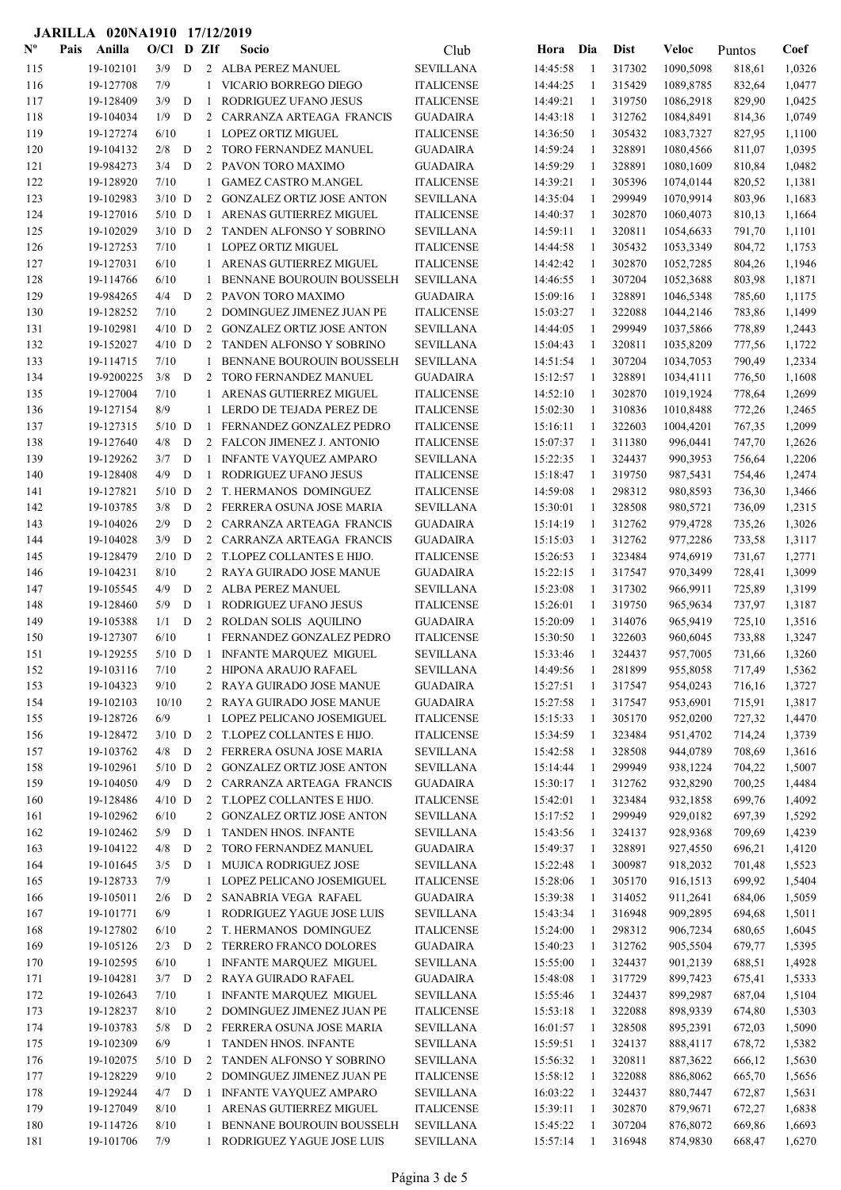**JARILLA 020NA1910 17/12/2019**

| Nº | Pais | Anilla | O/Cl | D | ZIf | Socio | Club | Hora | Dia | Dist | Veloc | Puntos | Coef |
|---|---|---|---|---|---|---|---|---|---|---|---|---|---|
| 115 | | 19-102101 | 3/9 | D | 2 | ALBA PEREZ MANUEL | SEVILLANA | 14:45:58 | 1 | 317302 | 1090,5098 | 818,61 | 1,0326 |
| 116 | | 19-127708 | 7/9 | | 1 | VICARIO BORREGO DIEGO | ITALICENSE | 14:44:25 | 1 | 315429 | 1089,8785 | 832,64 | 1,0477 |
| 117 | | 19-128409 | 3/9 | D | 1 | RODRIGUEZ UFANO JESUS | ITALICENSE | 14:49:21 | 1 | 319750 | 1086,2918 | 829,90 | 1,0425 |
| 118 | | 19-104034 | 1/9 | D | 2 | CARRANZA ARTEAGA FRANCIS | GUADAIRA | 14:43:18 | 1 | 312762 | 1084,8491 | 814,36 | 1,0749 |
| 119 | | 19-127274 | 6/10 | | 1 | LOPEZ ORTIZ MIGUEL | ITALICENSE | 14:36:50 | 1 | 305432 | 1083,7327 | 827,95 | 1,1100 |
| 120 | | 19-104132 | 2/8 | D | 2 | TORO FERNANDEZ MANUEL | GUADAIRA | 14:59:24 | 1 | 328891 | 1080,4566 | 811,07 | 1,0395 |
| 121 | | 19-984273 | 3/4 | D | 2 | PAVON TORO MAXIMO | GUADAIRA | 14:59:29 | 1 | 328891 | 1080,1609 | 810,84 | 1,0482 |
| 122 | | 19-128920 | 7/10 | | 1 | GAMEZ CASTRO M.ANGEL | ITALICENSE | 14:39:21 | 1 | 305396 | 1074,0144 | 820,52 | 1,1381 |
| 123 | | 19-102983 | 3/10 | D | 2 | GONZALEZ ORTIZ JOSE ANTON | SEVILLANA | 14:35:04 | 1 | 299949 | 1070,9914 | 803,96 | 1,1683 |
| 124 | | 19-127016 | 5/10 | D | 1 | ARENAS GUTIERREZ MIGUEL | ITALICENSE | 14:40:37 | 1 | 302870 | 1060,4073 | 810,13 | 1,1664 |
| 125 | | 19-102029 | 3/10 | D | 2 | TANDEN ALFONSO Y SOBRINO | SEVILLANA | 14:59:11 | 1 | 320811 | 1054,6633 | 791,70 | 1,1101 |
| 126 | | 19-127253 | 7/10 | | 1 | LOPEZ ORTIZ MIGUEL | ITALICENSE | 14:44:58 | 1 | 305432 | 1053,3349 | 804,72 | 1,1753 |
| 127 | | 19-127031 | 6/10 | | 1 | ARENAS GUTIERREZ MIGUEL | ITALICENSE | 14:42:42 | 1 | 302870 | 1052,7285 | 804,26 | 1,1946 |
| 128 | | 19-114766 | 6/10 | | 1 | BENNANE BOUROUIN BOUSSELH | SEVILLANA | 14:46:55 | 1 | 307204 | 1052,3688 | 803,98 | 1,1871 |
| 129 | | 19-984265 | 4/4 | D | 2 | PAVON TORO MAXIMO | GUADAIRA | 15:09:16 | 1 | 328891 | 1046,5348 | 785,60 | 1,1175 |
| 130 | | 19-128252 | 7/10 | | 2 | DOMINGUEZ JIMENEZ JUAN PE | ITALICENSE | 15:03:27 | 1 | 322088 | 1044,2146 | 783,86 | 1,1499 |
| 131 | | 19-102981 | 4/10 | D | 2 | GONZALEZ ORTIZ JOSE ANTON | SEVILLANA | 14:44:05 | 1 | 299949 | 1037,5866 | 778,89 | 1,2443 |
| 132 | | 19-152027 | 4/10 | D | 2 | TANDEN ALFONSO Y SOBRINO | SEVILLANA | 15:04:43 | 1 | 320811 | 1035,8209 | 777,56 | 1,1722 |
| 133 | | 19-114715 | 7/10 | | 1 | BENNANE BOUROUIN BOUSSELH | SEVILLANA | 14:51:54 | 1 | 307204 | 1034,7053 | 790,49 | 1,2334 |
| 134 | | 19-9200225 | 3/8 | D | 2 | TORO FERNANDEZ MANUEL | GUADAIRA | 15:12:57 | 1 | 328891 | 1034,4111 | 776,50 | 1,1608 |
| 135 | | 19-127004 | 7/10 | | 1 | ARENAS GUTIERREZ MIGUEL | ITALICENSE | 14:52:10 | 1 | 302870 | 1019,1924 | 778,64 | 1,2699 |
| 136 | | 19-127154 | 8/9 | | 1 | LERDO DE TEJADA PEREZ DE | ITALICENSE | 15:02:30 | 1 | 310836 | 1010,8488 | 772,26 | 1,2465 |
| 137 | | 19-127315 | 5/10 | D | 1 | FERNANDEZ GONZALEZ PEDRO | ITALICENSE | 15:16:11 | 1 | 322603 | 1004,4201 | 767,35 | 1,2099 |
| 138 | | 19-127640 | 4/8 | D | 2 | FALCON JIMENEZ J. ANTONIO | ITALICENSE | 15:07:37 | 1 | 311380 | 996,0441 | 747,70 | 1,2626 |
| 139 | | 19-129262 | 3/7 | D | 1 | INFANTE VAYQUEZ AMPARO | SEVILLANA | 15:22:35 | 1 | 324437 | 990,3953 | 756,64 | 1,2206 |
| 140 | | 19-128408 | 4/9 | D | 1 | RODRIGUEZ UFANO JESUS | ITALICENSE | 15:18:47 | 1 | 319750 | 987,5431 | 754,46 | 1,2474 |
| 141 | | 19-127821 | 5/10 | D | 2 | T. HERMANOS DOMINGUEZ | ITALICENSE | 14:59:08 | 1 | 298312 | 980,8593 | 736,30 | 1,3466 |
| 142 | | 19-103785 | 3/8 | D | 2 | FERRERA OSUNA JOSE MARIA | SEVILLANA | 15:30:01 | 1 | 328508 | 980,5721 | 736,09 | 1,2315 |
| 143 | | 19-104026 | 2/9 | D | 2 | CARRANZA ARTEAGA FRANCIS | GUADAIRA | 15:14:19 | 1 | 312762 | 979,4728 | 735,26 | 1,3026 |
| 144 | | 19-104028 | 3/9 | D | 2 | CARRANZA ARTEAGA FRANCIS | GUADAIRA | 15:15:03 | 1 | 312762 | 977,2286 | 733,58 | 1,3117 |
| 145 | | 19-128479 | 2/10 | D | 2 | T.LOPEZ COLLANTES E HIJO. | ITALICENSE | 15:26:53 | 1 | 323484 | 974,6919 | 731,67 | 1,2771 |
| 146 | | 19-104231 | 8/10 | | 2 | RAYA GUIRADO JOSE MANUE | GUADAIRA | 15:22:15 | 1 | 317547 | 970,3499 | 728,41 | 1,3099 |
| 147 | | 19-105545 | 4/9 | D | 2 | ALBA PEREZ MANUEL | SEVILLANA | 15:23:08 | 1 | 317302 | 966,9911 | 725,89 | 1,3199 |
| 148 | | 19-128460 | 5/9 | D | 1 | RODRIGUEZ UFANO JESUS | ITALICENSE | 15:26:01 | 1 | 319750 | 965,9634 | 737,97 | 1,3187 |
| 149 | | 19-105388 | 1/1 | D | 2 | ROLDAN SOLIS AQUILINO | GUADAIRA | 15:20:09 | 1 | 314076 | 965,9419 | 725,10 | 1,3516 |
| 150 | | 19-127307 | 6/10 | | 1 | FERNANDEZ GONZALEZ PEDRO | ITALICENSE | 15:30:50 | 1 | 322603 | 960,6045 | 733,88 | 1,3247 |
| 151 | | 19-129255 | 5/10 | D | 1 | INFANTE MARQUEZ MIGUEL | SEVILLANA | 15:33:46 | 1 | 324437 | 957,7005 | 731,66 | 1,3260 |
| 152 | | 19-103116 | 7/10 | | 2 | HIPONA ARAUJO RAFAEL | SEVILLANA | 14:49:56 | 1 | 281899 | 955,8058 | 717,49 | 1,5362 |
| 153 | | 19-104323 | 9/10 | | 2 | RAYA GUIRADO JOSE MANUE | GUADAIRA | 15:27:51 | 1 | 317547 | 954,0243 | 716,16 | 1,3727 |
| 154 | | 19-102103 | 10/10 | | 2 | RAYA GUIRADO JOSE MANUE | GUADAIRA | 15:27:58 | 1 | 317547 | 953,6901 | 715,91 | 1,3817 |
| 155 | | 19-128726 | 6/9 | | 1 | LOPEZ PELICANO JOSEMIGUEL | ITALICENSE | 15:15:33 | 1 | 305170 | 952,0200 | 727,32 | 1,4470 |
| 156 | | 19-128472 | 3/10 | D | 2 | T.LOPEZ COLLANTES E HIJO. | ITALICENSE | 15:34:59 | 1 | 323484 | 951,4702 | 714,24 | 1,3739 |
| 157 | | 19-103762 | 4/8 | D | 2 | FERRERA OSUNA JOSE MARIA | SEVILLANA | 15:42:58 | 1 | 328508 | 944,0789 | 708,69 | 1,3616 |
| 158 | | 19-102961 | 5/10 | D | 2 | GONZALEZ ORTIZ JOSE ANTON | SEVILLANA | 15:14:44 | 1 | 299949 | 938,1224 | 704,22 | 1,5007 |
| 159 | | 19-104050 | 4/9 | D | 2 | CARRANZA ARTEAGA FRANCIS | GUADAIRA | 15:30:17 | 1 | 312762 | 932,8290 | 700,25 | 1,4484 |
| 160 | | 19-128486 | 4/10 | D | 2 | T.LOPEZ COLLANTES E HIJO. | ITALICENSE | 15:42:01 | 1 | 323484 | 932,1858 | 699,76 | 1,4092 |
| 161 | | 19-102962 | 6/10 | | 2 | GONZALEZ ORTIZ JOSE ANTON | SEVILLANA | 15:17:52 | 1 | 299949 | 929,0182 | 697,39 | 1,5292 |
| 162 | | 19-102462 | 5/9 | D | 1 | TANDEN HNOS. INFANTE | SEVILLANA | 15:43:56 | 1 | 324137 | 928,9368 | 709,69 | 1,4239 |
| 163 | | 19-104122 | 4/8 | D | 2 | TORO FERNANDEZ MANUEL | GUADAIRA | 15:49:37 | 1 | 328891 | 927,4550 | 696,21 | 1,4120 |
| 164 | | 19-101645 | 3/5 | D | 1 | MUJICA RODRIGUEZ JOSE | SEVILLANA | 15:22:48 | 1 | 300987 | 918,2032 | 701,48 | 1,5523 |
| 165 | | 19-128733 | 7/9 | | 1 | LOPEZ PELICANO JOSEMIGUEL | ITALICENSE | 15:28:06 | 1 | 305170 | 916,1513 | 699,92 | 1,5404 |
| 166 | | 19-105011 | 2/6 | D | 2 | SANABRIA VEGA RAFAEL | GUADAIRA | 15:39:38 | 1 | 314052 | 911,2641 | 684,06 | 1,5059 |
| 167 | | 19-101771 | 6/9 | | 1 | RODRIGUEZ YAGUE JOSE LUIS | SEVILLANA | 15:43:34 | 1 | 316948 | 909,2895 | 694,68 | 1,5011 |
| 168 | | 19-127802 | 6/10 | | 2 | T. HERMANOS DOMINGUEZ | ITALICENSE | 15:24:00 | 1 | 298312 | 906,7234 | 680,65 | 1,6045 |
| 169 | | 19-105126 | 2/3 | D | 2 | TERRERO FRANCO DOLORES | GUADAIRA | 15:40:23 | 1 | 312762 | 905,5504 | 679,77 | 1,5395 |
| 170 | | 19-102595 | 6/10 | | 1 | INFANTE MARQUEZ MIGUEL | SEVILLANA | 15:55:00 | 1 | 324437 | 901,2139 | 688,51 | 1,4928 |
| 171 | | 19-104281 | 3/7 | D | 2 | RAYA GUIRADO RAFAEL | GUADAIRA | 15:48:08 | 1 | 317729 | 899,7423 | 675,41 | 1,5333 |
| 172 | | 19-102643 | 7/10 | | 1 | INFANTE MARQUEZ MIGUEL | SEVILLANA | 15:55:46 | 1 | 324437 | 899,2987 | 687,04 | 1,5104 |
| 173 | | 19-128237 | 8/10 | | 2 | DOMINGUEZ JIMENEZ JUAN PE | ITALICENSE | 15:53:18 | 1 | 322088 | 898,9339 | 674,80 | 1,5303 |
| 174 | | 19-103783 | 5/8 | D | 2 | FERRERA OSUNA JOSE MARIA | SEVILLANA | 16:01:57 | 1 | 328508 | 895,2391 | 672,03 | 1,5090 |
| 175 | | 19-102309 | 6/9 | | 1 | TANDEN HNOS. INFANTE | SEVILLANA | 15:59:51 | 1 | 324137 | 888,4117 | 678,72 | 1,5382 |
| 176 | | 19-102075 | 5/10 | D | 2 | TANDEN ALFONSO Y SOBRINO | SEVILLANA | 15:56:32 | 1 | 320811 | 887,3622 | 666,12 | 1,5630 |
| 177 | | 19-128229 | 9/10 | | 2 | DOMINGUEZ JIMENEZ JUAN PE | ITALICENSE | 15:58:12 | 1 | 322088 | 886,8062 | 665,70 | 1,5656 |
| 178 | | 19-129244 | 4/7 | D | 1 | INFANTE VAYQUEZ AMPARO | SEVILLANA | 16:03:22 | 1 | 324437 | 880,7447 | 672,87 | 1,5631 |
| 179 | | 19-127049 | 8/10 | | 1 | ARENAS GUTIERREZ MIGUEL | ITALICENSE | 15:39:11 | 1 | 302870 | 879,9671 | 672,27 | 1,6838 |
| 180 | | 19-114726 | 8/10 | | 1 | BENNANE BOUROUIN BOUSSELH | SEVILLANA | 15:45:22 | 1 | 307204 | 876,8072 | 669,86 | 1,6693 |
| 181 | | 19-101706 | 7/9 | | 1 | RODRIGUEZ YAGUE JOSE LUIS | SEVILLANA | 15:57:14 | 1 | 316948 | 874,9830 | 668,47 | 1,6270 |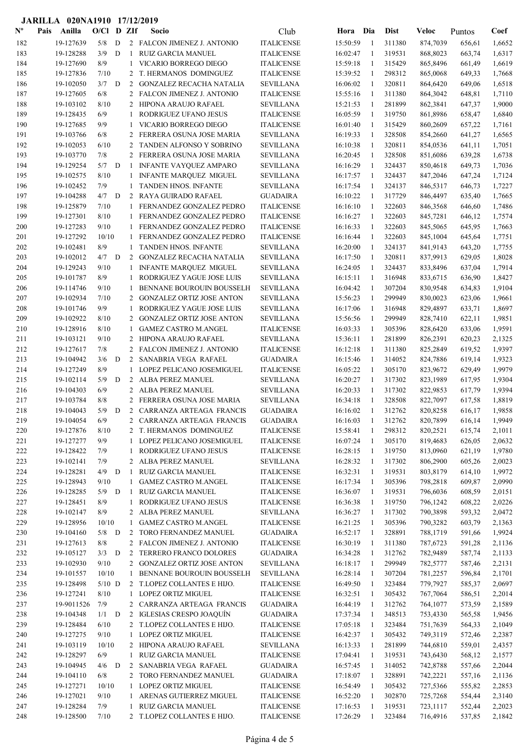**JARILLA 020NA1910 17/12/2019**

| Nº | Pais | Anilla | O/Cl | D | ZIf | Socio | Club | Hora | Dia | Dist | Veloc | Puntos | Coef |
|---|---|---|---|---|---|---|---|---|---|---|---|---|---|
| 182 | | 19-127639 | 5/8 | D | 2 | FALCON JIMENEZ J. ANTONIO | ITALICENSE | 15:50:59 | 1 | 311380 | 874,7039 | 656,61 | 1,6652 |
| 183 | | 19-128288 | 3/9 | D | 1 | RUIZ GARCIA MANUEL | ITALICENSE | 16:02:47 | 1 | 319531 | 868,8023 | 663,74 | 1,6317 |
| 184 | | 19-127690 | 8/9 | | 1 | VICARIO BORREGO DIEGO | ITALICENSE | 15:59:18 | 1 | 315429 | 865,8496 | 661,49 | 1,6619 |
| 185 | | 19-127836 | 7/10 | | 2 | T. HERMANOS DOMINGUEZ | ITALICENSE | 15:39:52 | 1 | 298312 | 865,0068 | 649,33 | 1,7668 |
| 186 | | 19-102050 | 3/7 | D | 2 | GONZALEZ RECACHA NATALIA | SEVILLANA | 16:06:02 | 1 | 320811 | 864,6420 | 649,06 | 1,6518 |
| 187 | | 19-127605 | 6/8 | | 2 | FALCON JIMENEZ J. ANTONIO | ITALICENSE | 15:55:16 | 1 | 311380 | 864,3042 | 648,81 | 1,7110 |
| 188 | | 19-103102 | 8/10 | | 2 | HIPONA ARAUJO RAFAEL | SEVILLANA | 15:21:53 | 1 | 281899 | 862,3841 | 647,37 | 1,9000 |
| 189 | | 19-128435 | 6/9 | | 1 | RODRIGUEZ UFANO JESUS | ITALICENSE | 16:05:59 | 1 | 319750 | 861,8986 | 658,47 | 1,6840 |
| 190 | | 19-127685 | 9/9 | | 1 | VICARIO BORREGO DIEGO | ITALICENSE | 16:01:40 | 1 | 315429 | 860,2609 | 657,22 | 1,7161 |
| 191 | | 19-103766 | 6/8 | | 2 | FERRERA OSUNA JOSE MARIA | SEVILLANA | 16:19:33 | 1 | 328508 | 854,2660 | 641,27 | 1,6565 |
| 192 | | 19-102053 | 6/10 | | 2 | TANDEN ALFONSO Y SOBRINO | SEVILLANA | 16:10:38 | 1 | 320811 | 854,0536 | 641,11 | 1,7051 |
| 193 | | 19-103770 | 7/8 | | 2 | FERRERA OSUNA JOSE MARIA | SEVILLANA | 16:20:45 | 1 | 328508 | 851,6086 | 639,28 | 1,6738 |
| 194 | | 19-129254 | 5/7 | D | 1 | INFANTE VAYQUEZ AMPARO | SEVILLANA | 16:16:29 | 1 | 324437 | 850,4618 | 649,73 | 1,7036 |
| 195 | | 19-102575 | 8/10 | | 1 | INFANTE MARQUEZ MIGUEL | SEVILLANA | 16:17:57 | 1 | 324437 | 847,2046 | 647,24 | 1,7124 |
| 196 | | 19-102452 | 7/9 | | 1 | TANDEN HNOS. INFANTE | SEVILLANA | 16:17:54 | 1 | 324137 | 846,5317 | 646,73 | 1,7227 |
| 197 | | 19-104288 | 4/7 | D | 2 | RAYA GUIRADO RAFAEL | GUADAIRA | 16:10:22 | 1 | 317729 | 846,4497 | 635,40 | 1,7665 |
| 198 | | 19-125879 | 7/10 | | 1 | FERNANDEZ GONZALEZ PEDRO | ITALICENSE | 16:16:10 | 1 | 322603 | 846,3568 | 646,60 | 1,7486 |
| 199 | | 19-127301 | 8/10 | | 1 | FERNANDEZ GONZALEZ PEDRO | ITALICENSE | 16:16:27 | 1 | 322603 | 845,7281 | 646,12 | 1,7574 |
| 200 | | 19-127283 | 9/10 | | 1 | FERNANDEZ GONZALEZ PEDRO | ITALICENSE | 16:16:33 | 1 | 322603 | 845,5065 | 645,95 | 1,7663 |
| 201 | | 19-127292 | 10/10 | | 1 | FERNANDEZ GONZALEZ PEDRO | ITALICENSE | 16:16:44 | 1 | 322603 | 845,1004 | 645,64 | 1,7751 |
| 202 | | 19-102481 | 8/9 | | 1 | TANDEN HNOS. INFANTE | SEVILLANA | 16:20:00 | 1 | 324137 | 841,9143 | 643,20 | 1,7755 |
| 203 | | 19-102012 | 4/7 | D | 2 | GONZALEZ RECACHA NATALIA | SEVILLANA | 16:17:50 | 1 | 320811 | 837,9913 | 629,05 | 1,8028 |
| 204 | | 19-129243 | 9/10 | | 1 | INFANTE MARQUEZ MIGUEL | SEVILLANA | 16:24:05 | 1 | 324437 | 833,8496 | 637,04 | 1,7914 |
| 205 | | 19-101787 | 8/9 | | 1 | RODRIGUEZ YAGUE JOSE LUIS | SEVILLANA | 16:15:11 | 1 | 316948 | 833,6715 | 636,90 | 1,8427 |
| 206 | | 19-114746 | 9/10 | | 1 | BENNANE BOUROUIN BOUSSELH | SEVILLANA | 16:04:42 | 1 | 307204 | 830,9548 | 634,83 | 1,9104 |
| 207 | | 19-102934 | 7/10 | | 2 | GONZALEZ ORTIZ JOSE ANTON | SEVILLANA | 15:56:23 | 1 | 299949 | 830,0023 | 623,06 | 1,9661 |
| 208 | | 19-101746 | 9/9 | | 1 | RODRIGUEZ YAGUE JOSE LUIS | SEVILLANA | 16:17:06 | 1 | 316948 | 829,4897 | 633,71 | 1,8697 |
| 209 | | 19-102922 | 8/10 | | 2 | GONZALEZ ORTIZ JOSE ANTON | SEVILLANA | 15:56:56 | 1 | 299949 | 828,7410 | 622,11 | 1,9851 |
| 210 | | 19-128916 | 8/10 | | 1 | GAMEZ CASTRO M.ANGEL | ITALICENSE | 16:03:33 | 1 | 305396 | 828,6420 | 633,06 | 1,9591 |
| 211 | | 19-103121 | 9/10 | | 2 | HIPONA ARAUJO RAFAEL | SEVILLANA | 15:36:11 | 1 | 281899 | 826,2391 | 620,23 | 2,1325 |
| 212 | | 19-127617 | 7/8 | | 2 | FALCON JIMENEZ J. ANTONIO | ITALICENSE | 16:12:18 | 1 | 311380 | 825,2849 | 619,52 | 1,9397 |
| 213 | | 19-104942 | 3/6 | D | 2 | SANABRIA VEGA RAFAEL | GUADAIRA | 16:15:46 | 1 | 314052 | 824,7886 | 619,14 | 1,9323 |
| 214 | | 19-127249 | 8/9 | | 1 | LOPEZ PELICANO JOSEMIGUEL | ITALICENSE | 16:05:22 | 1 | 305170 | 823,9672 | 629,49 | 1,9979 |
| 215 | | 19-102114 | 5/9 | D | 2 | ALBA PEREZ MANUEL | SEVILLANA | 16:20:27 | 1 | 317302 | 823,1989 | 617,95 | 1,9304 |
| 216 | | 19-104303 | 6/9 | | 2 | ALBA PEREZ MANUEL | SEVILLANA | 16:20:33 | 1 | 317302 | 822,9853 | 617,79 | 1,9394 |
| 217 | | 19-103784 | 8/8 | | 2 | FERRERA OSUNA JOSE MARIA | SEVILLANA | 16:34:18 | 1 | 328508 | 822,7097 | 617,58 | 1,8819 |
| 218 | | 19-104043 | 5/9 | D | 2 | CARRANZA ARTEAGA FRANCIS | GUADAIRA | 16:16:02 | 1 | 312762 | 820,8258 | 616,17 | 1,9858 |
| 219 | | 19-104054 | 6/9 | | 2 | CARRANZA ARTEAGA FRANCIS | GUADAIRA | 16:16:03 | 1 | 312762 | 820,7899 | 616,14 | 1,9949 |
| 220 | | 19-127876 | 8/10 | | 2 | T. HERMANOS DOMINGUEZ | ITALICENSE | 15:58:41 | 1 | 298312 | 820,2521 | 615,74 | 2,1011 |
| 221 | | 19-127277 | 9/9 | | 1 | LOPEZ PELICANO JOSEMIGUEL | ITALICENSE | 16:07:24 | 1 | 305170 | 819,4683 | 626,05 | 2,0632 |
| 222 | | 19-128422 | 7/9 | | 1 | RODRIGUEZ UFANO JESUS | ITALICENSE | 16:28:15 | 1 | 319750 | 813,0960 | 621,19 | 1,9780 |
| 223 | | 19-102141 | 7/9 | | 2 | ALBA PEREZ MANUEL | SEVILLANA | 16:28:32 | 1 | 317302 | 806,2900 | 605,26 | 2,0023 |
| 224 | | 19-128281 | 4/9 | D | 1 | RUIZ GARCIA MANUEL | ITALICENSE | 16:32:31 | 1 | 319531 | 803,8179 | 614,10 | 1,9972 |
| 225 | | 19-128943 | 9/10 | | 1 | GAMEZ CASTRO M.ANGEL | ITALICENSE | 16:17:34 | 1 | 305396 | 798,2818 | 609,87 | 2,0990 |
| 226 | | 19-128285 | 5/9 | D | 1 | RUIZ GARCIA MANUEL | ITALICENSE | 16:36:07 | 1 | 319531 | 796,6036 | 608,59 | 2,0151 |
| 227 | | 19-128451 | 8/9 | | 1 | RODRIGUEZ UFANO JESUS | ITALICENSE | 16:36:38 | 1 | 319750 | 796,1242 | 608,22 | 2,0226 |
| 228 | | 19-102147 | 8/9 | | 2 | ALBA PEREZ MANUEL | SEVILLANA | 16:36:27 | 1 | 317302 | 790,3898 | 593,32 | 2,0472 |
| 229 | | 19-128956 | 10/10 | | 1 | GAMEZ CASTRO M.ANGEL | ITALICENSE | 16:21:25 | 1 | 305396 | 790,3282 | 603,79 | 2,1363 |
| 230 | | 19-104160 | 5/8 | D | 2 | TORO FERNANDEZ MANUEL | GUADAIRA | 16:52:17 | 1 | 328891 | 788,1719 | 591,66 | 1,9924 |
| 231 | | 19-127613 | 8/8 | | 2 | FALCON JIMENEZ J. ANTONIO | ITALICENSE | 16:30:19 | 1 | 311380 | 787,6723 | 591,28 | 2,1136 |
| 232 | | 19-105127 | 3/3 | D | 2 | TERRERO FRANCO DOLORES | GUADAIRA | 16:34:28 | 1 | 312762 | 782,9489 | 587,74 | 2,1133 |
| 233 | | 19-102930 | 9/10 | | 2 | GONZALEZ ORTIZ JOSE ANTON | SEVILLANA | 16:18:17 | 1 | 299949 | 782,5777 | 587,46 | 2,2131 |
| 234 | | 19-101557 | 10/10 | | 1 | BENNANE BOUROUIN BOUSSELH | SEVILLANA | 16:28:14 | 1 | 307204 | 781,2257 | 596,84 | 2,1701 |
| 235 | | 19-128498 | 5/10 | D | 2 | T.LOPEZ COLLANTES E HIJO. | ITALICENSE | 16:49:50 | 1 | 323484 | 779,7927 | 585,37 | 2,0697 |
| 236 | | 19-127241 | 8/10 | | 1 | LOPEZ ORTIZ MIGUEL | ITALICENSE | 16:32:51 | 1 | 305432 | 767,7064 | 586,51 | 2,2014 |
| 237 | | 19-9011526 | 7/9 | | 2 | CARRANZA ARTEAGA FRANCIS | GUADAIRA | 16:44:19 | 1 | 312762 | 764,1077 | 573,59 | 2,1589 |
| 238 | | 19-104348 | 1/1 | D | 2 | IGLESIAS CRESPO JOAQUÍN | GUADAIRA | 17:37:34 | 1 | 348513 | 753,4330 | 565,58 | 1,9456 |
| 239 | | 19-128484 | 6/10 | | 2 | T.LOPEZ COLLANTES E HIJO. | ITALICENSE | 17:05:18 | 1 | 323484 | 751,7639 | 564,33 | 2,1049 |
| 240 | | 19-127275 | 9/10 | | 1 | LOPEZ ORTIZ MIGUEL | ITALICENSE | 16:42:37 | 1 | 305432 | 749,3119 | 572,46 | 2,2387 |
| 241 | | 19-103119 | 10/10 | | 2 | HIPONA ARAUJO RAFAEL | SEVILLANA | 16:13:33 | 1 | 281899 | 744,6810 | 559,01 | 2,4357 |
| 242 | | 19-128297 | 6/9 | | 1 | RUIZ GARCIA MANUEL | ITALICENSE | 17:04:41 | 1 | 319531 | 743,6430 | 568,12 | 2,1577 |
| 243 | | 19-104945 | 4/6 | D | 2 | SANABRIA VEGA RAFAEL | GUADAIRA | 16:57:45 | 1 | 314052 | 742,8788 | 557,66 | 2,2044 |
| 244 | | 19-104110 | 6/8 | | 2 | TORO FERNANDEZ MANUEL | GUADAIRA | 17:18:07 | 1 | 328891 | 742,2221 | 557,16 | 2,1136 |
| 245 | | 19-127271 | 10/10 | | 1 | LOPEZ ORTIZ MIGUEL | ITALICENSE | 16:54:49 | 1 | 305432 | 727,5366 | 555,82 | 2,2853 |
| 246 | | 19-127021 | 9/10 | | 1 | ARENAS GUTIERREZ MIGUEL | ITALICENSE | 16:52:20 | 1 | 302870 | 725,7268 | 554,44 | 2,3140 |
| 247 | | 19-128284 | 7/9 | | 1 | RUIZ GARCIA MANUEL | ITALICENSE | 17:16:53 | 1 | 319531 | 723,1117 | 552,44 | 2,2023 |
| 248 | | 19-128500 | 7/10 | | 2 | T.LOPEZ COLLANTES E HIJO. | ITALICENSE | 17:26:29 | 1 | 323484 | 716,4916 | 537,85 | 2,1842 |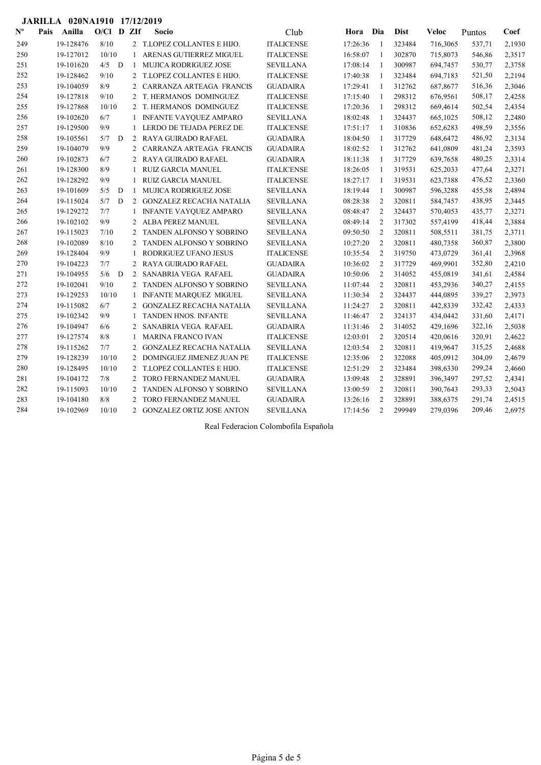**JARILLA 020NA1910 17/12/2019**

| Nº | Pais | Anilla | O/Cl | D | ZIf | Socio | Club | Hora | Dia | Dist | Veloc | Puntos | Coef |
|---|---|---|---|---|---|---|---|---|---|---|---|---|---|
| 249 | | 19-128476 | 8/10 | | 2 | T.LOPEZ COLLANTES E HIJO. | ITALICENSE | 17:26:36 | 1 | 323484 | 716,3065 | 537,71 | 2,1930 |
| 250 | | 19-127012 | 10/10 | | 1 | ARENAS GUTIERREZ MIGUEL | ITALICENSE | 16:58:07 | 1 | 302870 | 715,8073 | 546,86 | 2,3517 |
| 251 | | 19-101620 | 4/5 | D | 1 | MUJICA RODRIGUEZ JOSE | SEVILLANA | 17:08:14 | 1 | 300987 | 694,7457 | 530,77 | 2,3758 |
| 252 | | 19-128462 | 9/10 | | 2 | T.LOPEZ COLLANTES E HIJO. | ITALICENSE | 17:40:38 | 1 | 323484 | 694,7183 | 521,50 | 2,2194 |
| 253 | | 19-104059 | 8/9 | | 2 | CARRANZA ARTEAGA FRANCIS | GUADAIRA | 17:29:41 | 1 | 312762 | 687,8677 | 516,36 | 2,3046 |
| 254 | | 19-127818 | 9/10 | | 2 | T. HERMANOS DOMINGUEZ | ITALICENSE | 17:15:40 | 1 | 298312 | 676,9561 | 508,17 | 2,4258 |
| 255 | | 19-127868 | 10/10 | | 2 | T. HERMANOS DOMINGUEZ | ITALICENSE | 17:20:36 | 1 | 298312 | 669,4614 | 502,54 | 2,4354 |
| 256 | | 19-102620 | 6/7 | | 1 | INFANTE VAYQUEZ AMPARO | SEVILLANA | 18:02:48 | 1 | 324437 | 665,1025 | 508,12 | 2,2480 |
| 257 | | 19-129500 | 9/9 | | 1 | LERDO DE TEJADA PEREZ DE | ITALICENSE | 17:51:17 | 1 | 310836 | 652,6283 | 498,59 | 2,3556 |
| 258 | | 19-105561 | 5/7 | D | 2 | RAYA GUIRADO RAFAEL | GUADAIRA | 18:04:50 | 1 | 317729 | 648,6472 | 486,92 | 2,3134 |
| 259 | | 19-104079 | 9/9 | | 2 | CARRANZA ARTEAGA FRANCIS | GUADAIRA | 18:02:52 | 1 | 312762 | 641,0809 | 481,24 | 2,3593 |
| 260 | | 19-102873 | 6/7 | | 2 | RAYA GUIRADO RAFAEL | GUADAIRA | 18:11:38 | 1 | 317729 | 639,7658 | 480,25 | 2,3314 |
| 261 | | 19-128300 | 8/9 | | 1 | RUIZ GARCIA MANUEL | ITALICENSE | 18:26:05 | 1 | 319531 | 625,2033 | 477,64 | 2,3271 |
| 262 | | 19-128292 | 9/9 | | 1 | RUIZ GARCIA MANUEL | ITALICENSE | 18:27:17 | 1 | 319531 | 623,7388 | 476,52 | 2,3360 |
| 263 | | 19-101609 | 5/5 | D | 1 | MUJICA RODRIGUEZ JOSE | SEVILLANA | 18:19:44 | 1 | 300987 | 596,3288 | 455,58 | 2,4894 |
| 264 | | 19-115024 | 5/7 | D | 2 | GONZALEZ RECACHA NATALIA | SEVILLANA | 08:28:38 | 2 | 320811 | 584,7457 | 438,95 | 2,3445 |
| 265 | | 19-129272 | 7/7 | | 1 | INFANTE VAYQUEZ AMPARO | SEVILLANA | 08:48:47 | 2 | 324437 | 570,4053 | 435,77 | 2,3271 |
| 266 | | 19-102102 | 9/9 | | 2 | ALBA PEREZ MANUEL | SEVILLANA | 08:49:14 | 2 | 317302 | 557,4199 | 418,44 | 2,3884 |
| 267 | | 19-115023 | 7/10 | | 2 | TANDEN ALFONSO Y SOBRINO | SEVILLANA | 09:50:50 | 2 | 320811 | 508,5511 | 381,75 | 2,3711 |
| 268 | | 19-102089 | 8/10 | | 2 | TANDEN ALFONSO Y SOBRINO | SEVILLANA | 10:27:20 | 2 | 320811 | 480,7358 | 360,87 | 2,3800 |
| 269 | | 19-128404 | 9/9 | | 1 | RODRIGUEZ UFANO JESUS | ITALICENSE | 10:35:54 | 2 | 319750 | 473,0729 | 361,41 | 2,3968 |
| 270 | | 19-104223 | 7/7 | | 2 | RAYA GUIRADO RAFAEL | GUADAIRA | 10:36:02 | 2 | 317729 | 469,9901 | 352,80 | 2,4210 |
| 271 | | 19-104955 | 5/6 | D | 2 | SANABRIA VEGA RAFAEL | GUADAIRA | 10:50:06 | 2 | 314052 | 455,0819 | 341,61 | 2,4584 |
| 272 | | 19-102041 | 9/10 | | 2 | TANDEN ALFONSO Y SOBRINO | SEVILLANA | 11:07:44 | 2 | 320811 | 453,2936 | 340,27 | 2,4155 |
| 273 | | 19-129253 | 10/10 | | 1 | INFANTE MARQUEZ MIGUEL | SEVILLANA | 11:30:34 | 2 | 324437 | 444,0895 | 339,27 | 2,3973 |
| 274 | | 19-115082 | 6/7 | | 2 | GONZALEZ RECACHA NATALIA | SEVILLANA | 11:24:27 | 2 | 320811 | 442,8339 | 332,42 | 2,4333 |
| 275 | | 19-102342 | 9/9 | | 1 | TANDEN HNOS. INFANTE | SEVILLANA | 11:46:47 | 2 | 324137 | 434,0442 | 331,60 | 2,4171 |
| 276 | | 19-104947 | 6/6 | | 2 | SANABRIA VEGA RAFAEL | GUADAIRA | 11:31:46 | 2 | 314052 | 429,1696 | 322,16 | 2,5038 |
| 277 | | 19-127574 | 8/8 | | 1 | MARINA FRANCO IVAN | ITALICENSE | 12:03:01 | 2 | 320514 | 420,0616 | 320,91 | 2,4622 |
| 278 | | 19-115262 | 7/7 | | 2 | GONZALEZ RECACHA NATALIA | SEVILLANA | 12:03:54 | 2 | 320811 | 419,9647 | 315,25 | 2,4688 |
| 279 | | 19-128239 | 10/10 | | 2 | DOMINGUEZ JIMENEZ JUAN PE | ITALICENSE | 12:35:06 | 2 | 322088 | 405,0912 | 304,09 | 2,4679 |
| 280 | | 19-128495 | 10/10 | | 2 | T.LOPEZ COLLANTES E HIJO. | ITALICENSE | 12:51:29 | 2 | 323484 | 398,6330 | 299,24 | 2,4660 |
| 281 | | 19-104172 | 7/8 | | 2 | TORO FERNANDEZ MANUEL | GUADAIRA | 13:09:48 | 2 | 328891 | 396,3497 | 297,52 | 2,4341 |
| 282 | | 19-115093 | 10/10 | | 2 | TANDEN ALFONSO Y SOBRINO | SEVILLANA | 13:00:59 | 2 | 320811 | 390,7643 | 293,33 | 2,5043 |
| 283 | | 19-104180 | 8/8 | | 2 | TORO FERNANDEZ MANUEL | GUADAIRA | 13:26:16 | 2 | 328891 | 388,6375 | 291,74 | 2,4515 |
| 284 | | 19-102969 | 10/10 | | 2 | GONZALEZ ORTIZ JOSE ANTON | SEVILLANA | 17:14:56 | 2 | 299949 | 279,0396 | 209,46 | 2,6975 |

Real Federacion Colombofila Española